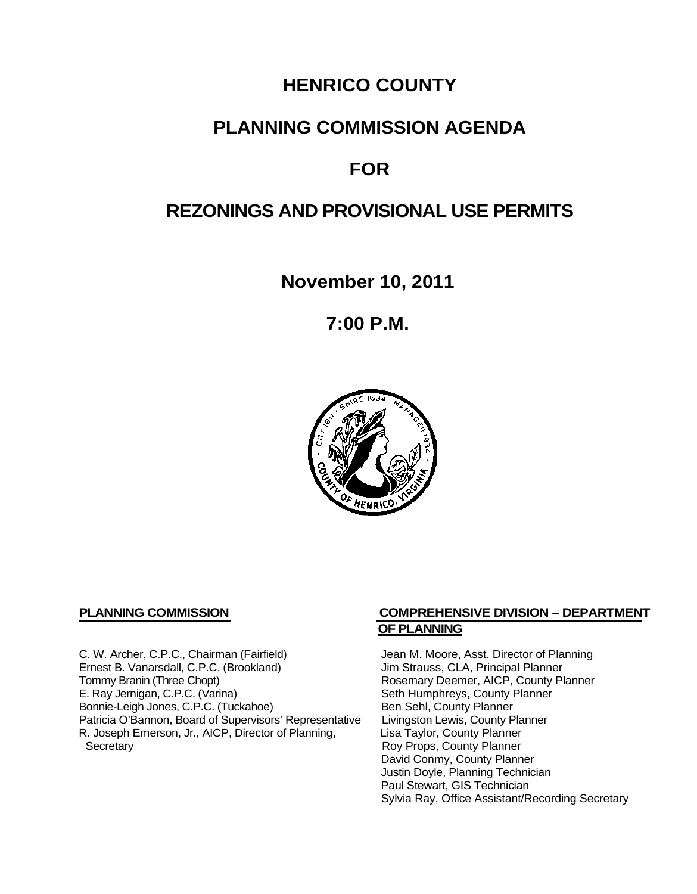# HENRICO COUNTY

# PLANNING COMMISSION AGENDA

# FOR

# REZONINGS AND PROVISIONAL USE PERMITS

**November 10, 2011**

**7:00 P.M.**

**PLANNING COMMISSION**

C. W. Archer, C.P.C., Chairman (Fairfield)
Ernest B. Vanarsdall, C.P.C. (Brookland)
Tommy Branin (Three Chopt)
E. Ray Jernigan, C.P.C. (Varina)
Bonnie-Leigh Jones, C.P.C. (Tuckahoe)
Patricia O'Bannon, Board of Supervisors' Representative
R. Joseph Emerson, Jr., AICP, Director of Planning, Secretary

**COMPREHENSIVE DIVISION – DEPARTMENT OF PLANNING**

Jean M. Moore, Asst. Director of Planning
Jim Strauss, CLA, Principal Planner
Rosemary Deemer, AICP, County Planner
Seth Humphreys, County Planner
Ben Sehl, County Planner
Livingston Lewis, County Planner
Lisa Taylor, County Planner
Roy Props, County Planner
David Conmy, County Planner
Justin Doyle, Planning Technician
Paul Stewart, GIS Technician
Sylvia Ray, Office Assistant/Recording Secretary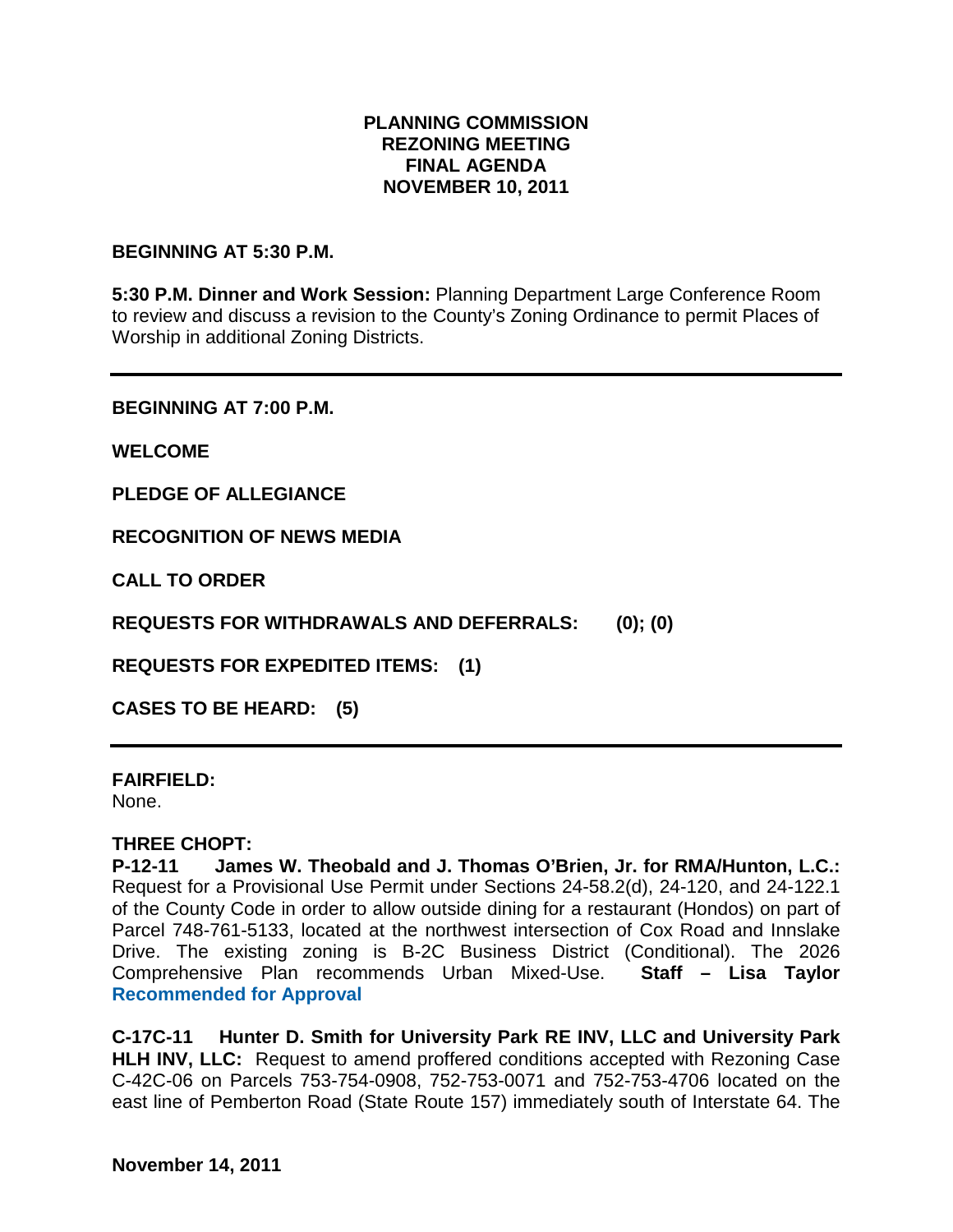# PLANNING COMMISSION
# REZONING MEETING
# FINAL AGENDA
# NOVEMBER 10, 2011

**BEGINNING AT 5:30 P.M.**

**5:30 P.M. Dinner and Work Session:** Planning Department Large Conference Room to review and discuss a revision to the County's Zoning Ordinance to permit Places of Worship in additional Zoning Districts.

---

**BEGINNING AT 7:00 P.M.**

**WELCOME**

**PLEDGE OF ALLEGIANCE**

**RECOGNITION OF NEWS MEDIA**

**CALL TO ORDER**

**REQUESTS FOR WITHDRAWALS AND DEFERRALS: (0); (0)**

**REQUESTS FOR EXPEDITED ITEMS: (1)**

**CASES TO BE HEARD: (5)**

---

**FAIRFIELD:**
None.

**THREE CHOPT:**
**P-12-11 James W. Theobald and J. Thomas O'Brien, Jr. for RMA/Hunton, L.C.:** Request for a Provisional Use Permit under Sections 24-58.2(d), 24-120, and 24-122.1 of the County Code in order to allow outside dining for a restaurant (Hondos) on part of Parcel 748-761-5133, located at the northwest intersection of Cox Road and Innslake Drive. The existing zoning is B-2C Business District (Conditional). The 2026 Comprehensive Plan recommends Urban Mixed-Use. **Staff – Lisa Taylor** **Recommended for Approval**

**C-17C-11 Hunter D. Smith for University Park RE INV, LLC and University Park HLH INV, LLC:** Request to amend proffered conditions accepted with Rezoning Case C-42C-06 on Parcels 753-754-0908, 752-753-0071 and 752-753-4706 located on the east line of Pemberton Road (State Route 157) immediately south of Interstate 64. The

November 14, 2011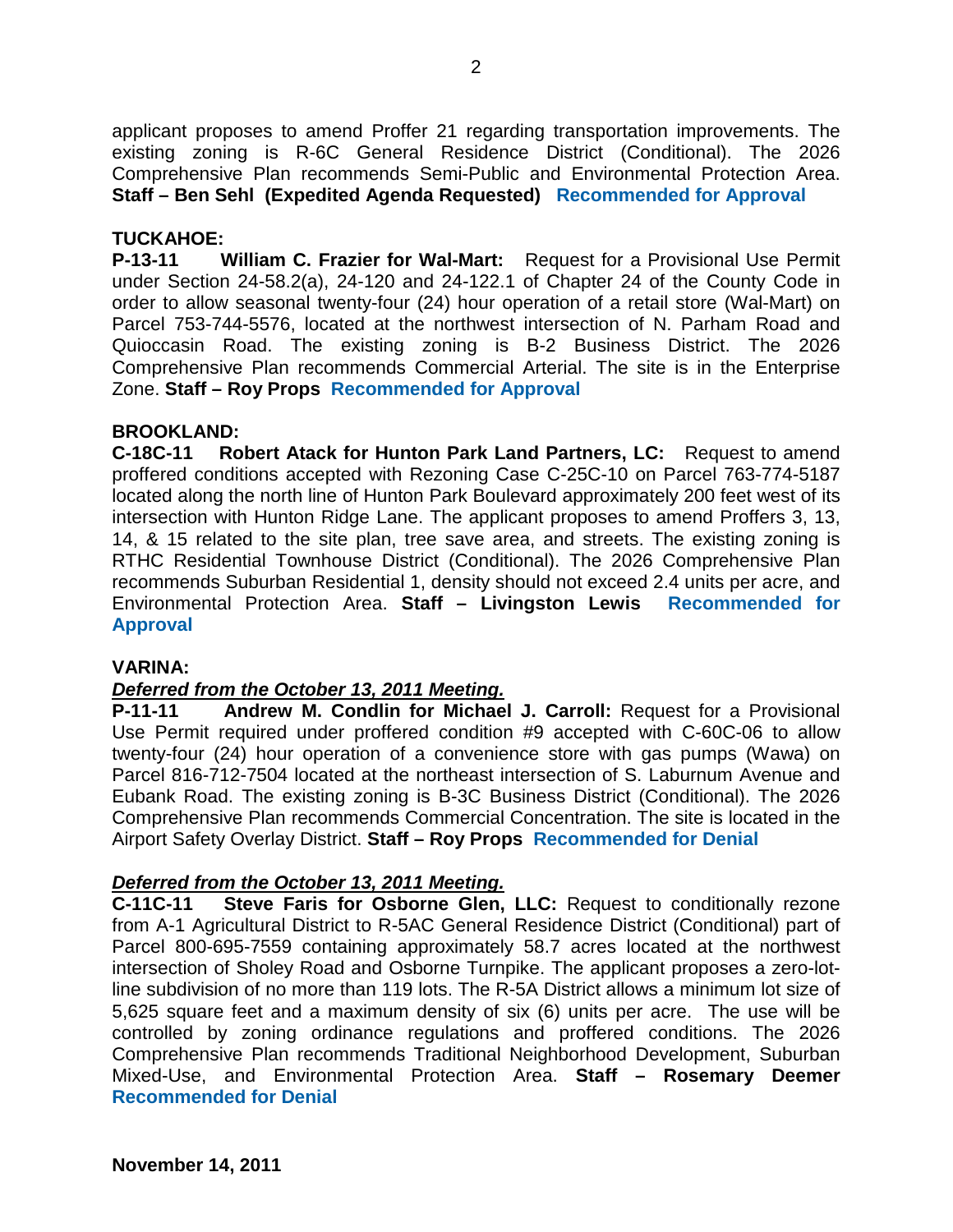applicant proposes to amend Proffer 21 regarding transportation improvements. The existing zoning is R-6C General Residence District (Conditional). The 2026 Comprehensive Plan recommends Semi-Public and Environmental Protection Area. **Staff – Ben Sehl (Expedited Agenda Requested)** **Recommended for Approval**

**TUCKAHOE:**

**P-13-11 William C. Frazier for Wal-Mart:** Request for a Provisional Use Permit under Section 24-58.2(a), 24-120 and 24-122.1 of Chapter 24 of the County Code in order to allow seasonal twenty-four (24) hour operation of a retail store (Wal-Mart) on Parcel 753-744-5576, located at the northwest intersection of N. Parham Road and Quioccasin Road. The existing zoning is B-2 Business District. The 2026 Comprehensive Plan recommends Commercial Arterial. The site is in the Enterprise Zone. **Staff – Roy Props** **Recommended for Approval**

**BROOKLAND:**

**C-18C-11 Robert Atack for Hunton Park Land Partners, LC:** Request to amend proffered conditions accepted with Rezoning Case C-25C-10 on Parcel 763-774-5187 located along the north line of Hunton Park Boulevard approximately 200 feet west of its intersection with Hunton Ridge Lane. The applicant proposes to amend Proffers 3, 13, 14, & 15 related to the site plan, tree save area, and streets. The existing zoning is RTHC Residential Townhouse District (Conditional). The 2026 Comprehensive Plan recommends Suburban Residential 1, density should not exceed 2.4 units per acre, and Environmental Protection Area. **Staff – Livingston Lewis** **Recommended for Approval**

**VARINA:**

***Deferred from the October 13, 2011 Meeting.***

**P-11-11 Andrew M. Condlin for Michael J. Carroll:** Request for a Provisional Use Permit required under proffered condition #9 accepted with C-60C-06 to allow twenty-four (24) hour operation of a convenience store with gas pumps (Wawa) on Parcel 816-712-7504 located at the northeast intersection of S. Laburnum Avenue and Eubank Road. The existing zoning is B-3C Business District (Conditional). The 2026 Comprehensive Plan recommends Commercial Concentration. The site is located in the Airport Safety Overlay District. **Staff – Roy Props** **Recommended for Denial**

***Deferred from the October 13, 2011 Meeting.***

**C-11C-11 Steve Faris for Osborne Glen, LLC:** Request to conditionally rezone from A-1 Agricultural District to R-5AC General Residence District (Conditional) part of Parcel 800-695-7559 containing approximately 58.7 acres located at the northwest intersection of Sholey Road and Osborne Turnpike. The applicant proposes a zero-lot-line subdivision of no more than 119 lots. The R-5A District allows a minimum lot size of 5,625 square feet and a maximum density of six (6) units per acre. The use will be controlled by zoning ordinance regulations and proffered conditions. The 2026 Comprehensive Plan recommends Traditional Neighborhood Development, Suburban Mixed-Use, and Environmental Protection Area. **Staff – Rosemary Deemer** **Recommended for Denial**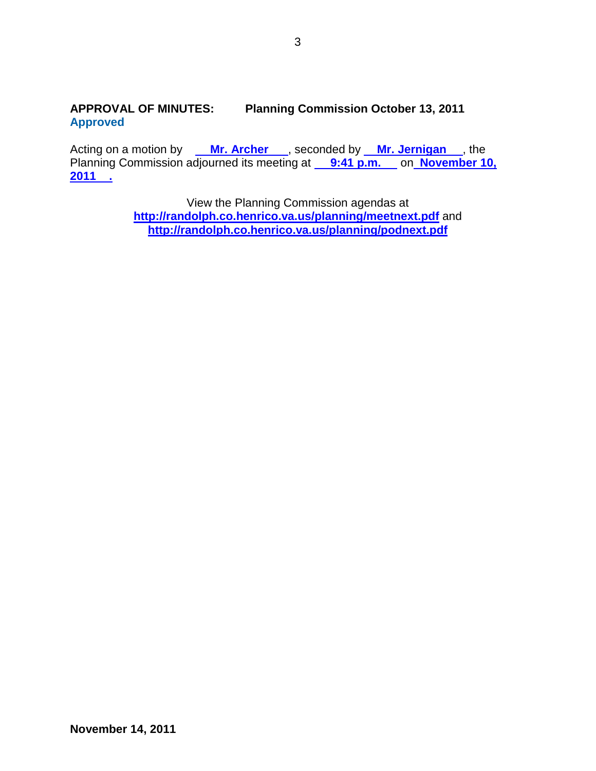**APPROVAL OF MINUTES: Planning Commission October 13, 2011**
**Approved**

Acting on a motion by **Mr. Archer**, seconded by **Mr. Jernigan**, the Planning Commission adjourned its meeting at **9:41 p.m.** on **November 10, 2011.**

View the Planning Commission agendas at
**http://randolph.co.henrico.va.us/planning/meetnext.pdf** and
**http://randolph.co.henrico.va.us/planning/podnext.pdf**

**November 14, 2011**